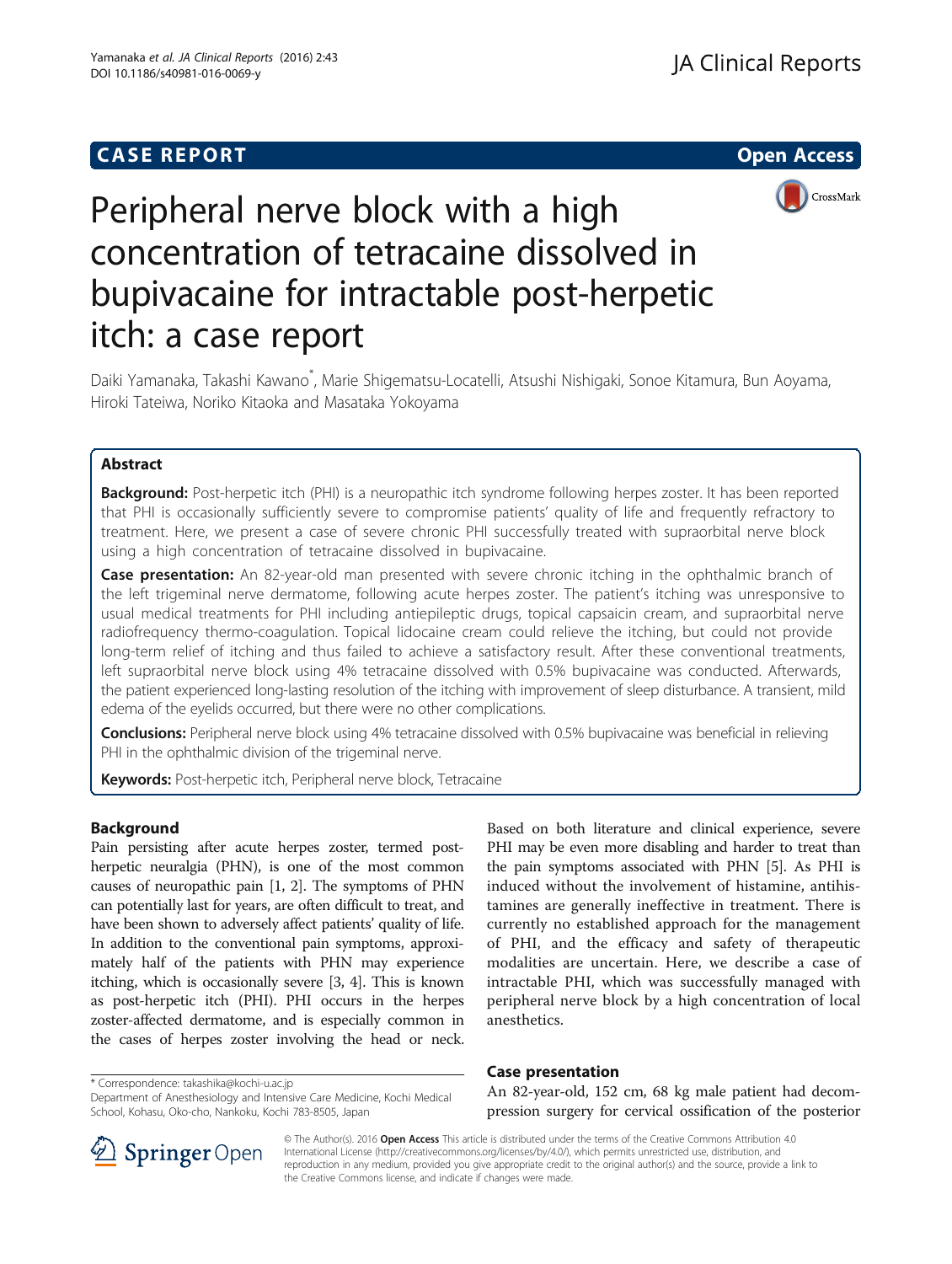CASE REPORT

Open Access

# Peripheral nerve block with a high concentration of tetracaine dissolved in bupivacaine for intractable post-herpetic itch: a case report

Daiki Yamanaka, Takashi Kawano*, Marie Shigematsu-Locatelli, Atsushi Nishigaki, Sonoe Kitamura, Bun Aoyama, Hiroki Tateiwa, Noriko Kitaoka and Masataka Yokoyama

## Abstract

**Background:** Post-herpetic itch (PHI) is a neuropathic itch syndrome following herpes zoster. It has been reported that PHI is occasionally sufficiently severe to compromise patients' quality of life and frequently refractory to treatment. Here, we present a case of severe chronic PHI successfully treated with supraorbital nerve block using a high concentration of tetracaine dissolved in bupivacaine.

**Case presentation:** An 82-year-old man presented with severe chronic itching in the ophthalmic branch of the left trigeminal nerve dermatome, following acute herpes zoster. The patient's itching was unresponsive to usual medical treatments for PHI including antiepileptic drugs, topical capsaicin cream, and supraorbital nerve radiofrequency thermo-coagulation. Topical lidocaine cream could relieve the itching, but could not provide long-term relief of itching and thus failed to achieve a satisfactory result. After these conventional treatments, left supraorbital nerve block using 4% tetracaine dissolved with 0.5% bupivacaine was conducted. Afterwards, the patient experienced long-lasting resolution of the itching with improvement of sleep disturbance. A transient, mild edema of the eyelids occurred, but there were no other complications.

**Conclusions:** Peripheral nerve block using 4% tetracaine dissolved with 0.5% bupivacaine was beneficial in relieving PHI in the ophthalmic division of the trigeminal nerve.

**Keywords:** Post-herpetic itch, Peripheral nerve block, Tetracaine

## Background

Pain persisting after acute herpes zoster, termed post-herpetic neuralgia (PHN), is one of the most common causes of neuropathic pain [1, 2]. The symptoms of PHN can potentially last for years, are often difficult to treat, and have been shown to adversely affect patients' quality of life. In addition to the conventional pain symptoms, approximately half of the patients with PHN may experience itching, which is occasionally severe [3, 4]. This is known as post-herpetic itch (PHI). PHI occurs in the herpes zoster-affected dermatome, and is especially common in the cases of herpes zoster involving the head or neck. Based on both literature and clinical experience, severe PHI may be even more disabling and harder to treat than the pain symptoms associated with PHN [5]. As PHI is induced without the involvement of histamine, antihistamines are generally ineffective in treatment. There is currently no established approach for the management of PHI, and the efficacy and safety of therapeutic modalities are uncertain. Here, we describe a case of intractable PHI, which was successfully managed with peripheral nerve block by a high concentration of local anesthetics.

## Case presentation

An 82-year-old, 152 cm, 68 kg male patient had decompression surgery for cervical ossification of the posterior

\* Correspondence: takashika@kochi-u.ac.jp
Department of Anesthesiology and Intensive Care Medicine, Kochi Medical School, Kohasu, Oko-cho, Nankoku, Kochi 783-8505, Japan

© The Author(s). 2016 **Open Access** This article is distributed under the terms of the Creative Commons Attribution 4.0 International License (http://creativecommons.org/licenses/by/4.0/), which permits unrestricted use, distribution, and reproduction in any medium, provided you give appropriate credit to the original author(s) and the source, provide a link to the Creative Commons license, and indicate if changes were made.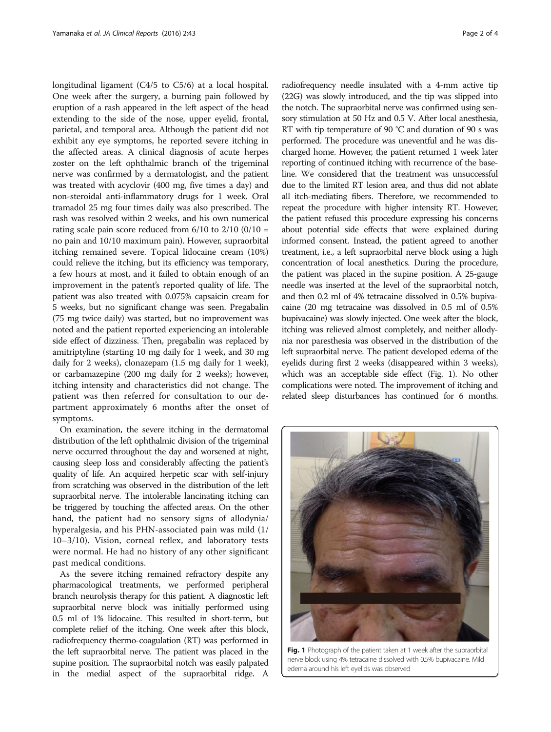longitudinal ligament (C4/5 to C5/6) at a local hospital. One week after the surgery, a burning pain followed by eruption of a rash appeared in the left aspect of the head extending to the side of the nose, upper eyelid, frontal, parietal, and temporal area. Although the patient did not exhibit any eye symptoms, he reported severe itching in the affected areas. A clinical diagnosis of acute herpes zoster on the left ophthalmic branch of the trigeminal nerve was confirmed by a dermatologist, and the patient was treated with acyclovir (400 mg, five times a day) and non-steroidal anti-inflammatory drugs for 1 week. Oral tramadol 25 mg four times daily was also prescribed. The rash was resolved within 2 weeks, and his own numerical rating scale pain score reduced from 6/10 to 2/10 (0/10 = no pain and 10/10 maximum pain). However, supraorbital itching remained severe. Topical lidocaine cream (10%) could relieve the itching, but its efficiency was temporary, a few hours at most, and it failed to obtain enough of an improvement in the patent's reported quality of life. The patient was also treated with 0.075% capsaicin cream for 5 weeks, but no significant change was seen. Pregabalin (75 mg twice daily) was started, but no improvement was noted and the patient reported experiencing an intolerable side effect of dizziness. Then, pregabalin was replaced by amitriptyline (starting 10 mg daily for 1 week, and 30 mg daily for 2 weeks), clonazepam (1.5 mg daily for 1 week), or carbamazepine (200 mg daily for 2 weeks); however, itching intensity and characteristics did not change. The patient was then referred for consultation to our department approximately 6 months after the onset of symptoms.

On examination, the severe itching in the dermatomal distribution of the left ophthalmic division of the trigeminal nerve occurred throughout the day and worsened at night, causing sleep loss and considerably affecting the patient's quality of life. An acquired herpetic scar with self-injury from scratching was observed in the distribution of the left supraorbital nerve. The intolerable lancinating itching can be triggered by touching the affected areas. On the other hand, the patient had no sensory signs of allodynia/hyperalgesia, and his PHN-associated pain was mild (1/10–3/10). Vision, corneal reflex, and laboratory tests were normal. He had no history of any other significant past medical conditions.

As the severe itching remained refractory despite any pharmacological treatments, we performed peripheral branch neurolysis therapy for this patient. A diagnostic left supraorbital nerve block was initially performed using 0.5 ml of 1% lidocaine. This resulted in short-term, but complete relief of the itching. One week after this block, radiofrequency thermo-coagulation (RT) was performed in the left supraorbital nerve. The patient was placed in the supine position. The supraorbital notch was easily palpated in the medial aspect of the supraorbital ridge. A radiofrequency needle insulated with a 4-mm active tip (22G) was slowly introduced, and the tip was slipped into the notch. The supraorbital nerve was confirmed using sensory stimulation at 50 Hz and 0.5 V. After local anesthesia, RT with tip temperature of 90 °C and duration of 90 s was performed. The procedure was uneventful and he was discharged home. However, the patient returned 1 week later reporting of continued itching with recurrence of the baseline. We considered that the treatment was unsuccessful due to the limited RT lesion area, and thus did not ablate all itch-mediating fibers. Therefore, we recommended to repeat the procedure with higher intensity RT. However, the patient refused this procedure expressing his concerns about potential side effects that were explained during informed consent. Instead, the patient agreed to another treatment, i.e., a left supraorbital nerve block using a high concentration of local anesthetics. During the procedure, the patient was placed in the supine position. A 25-gauge needle was inserted at the level of the supraorbital notch, and then 0.2 ml of 4% tetracaine dissolved in 0.5% bupivacaine (20 mg tetracaine was dissolved in 0.5 ml of 0.5% bupivacaine) was slowly injected. One week after the block, itching was relieved almost completely, and neither allodynia nor paresthesia was observed in the distribution of the left supraorbital nerve. The patient developed edema of the eyelids during first 2 weeks (disappeared within 3 weeks), which was an acceptable side effect (Fig. 1). No other complications were noted. The improvement of itching and related sleep disturbances has continued for 6 months.

**Fig. 1** Photograph of the patient taken at 1 week after the supraorbital nerve block using 4% tetracaine dissolved with 0.5% bupivacaine. Mild edema around his left eyelids was observed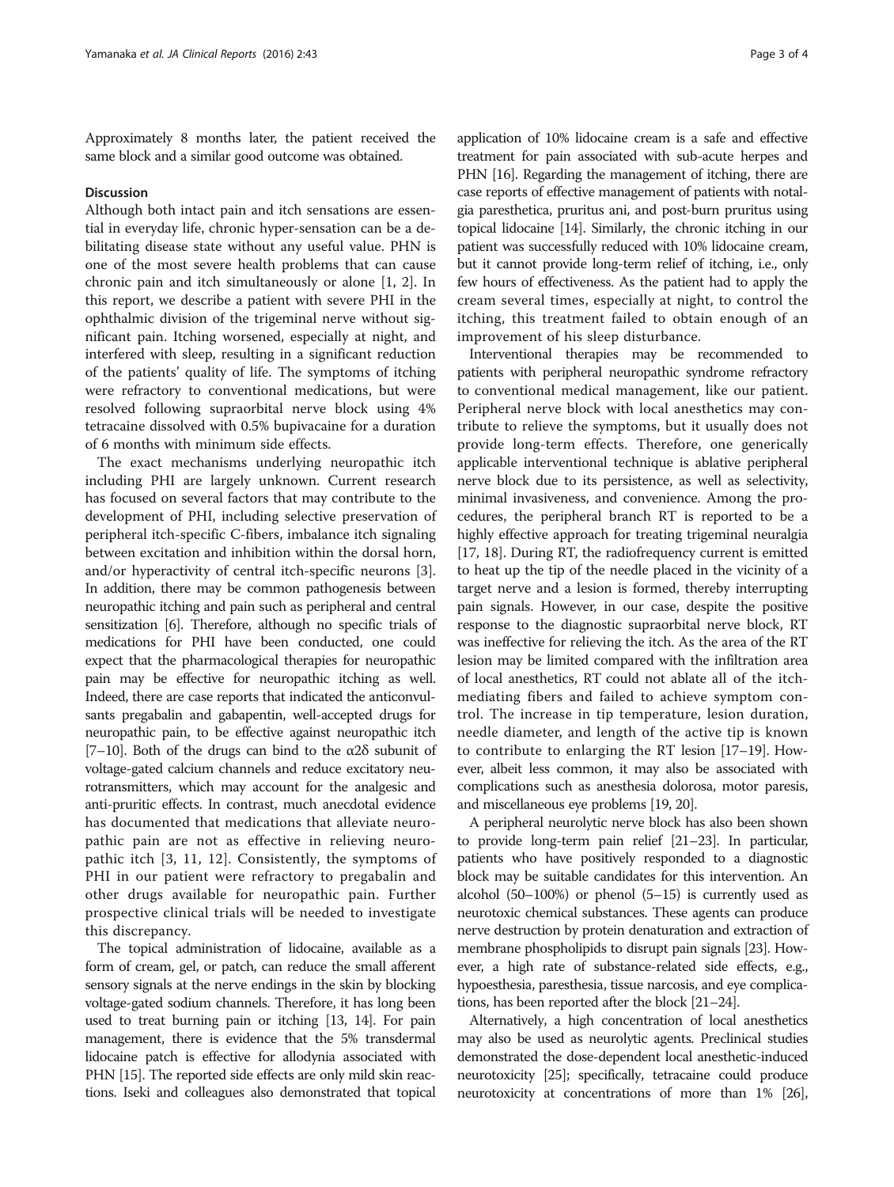Approximately 8 months later, the patient received the same block and a similar good outcome was obtained.

## Discussion

Although both intact pain and itch sensations are essential in everyday life, chronic hyper-sensation can be a debilitating disease state without any useful value. PHN is one of the most severe health problems that can cause chronic pain and itch simultaneously or alone [1, 2]. In this report, we describe a patient with severe PHI in the ophthalmic division of the trigeminal nerve without significant pain. Itching worsened, especially at night, and interfered with sleep, resulting in a significant reduction of the patients' quality of life. The symptoms of itching were refractory to conventional medications, but were resolved following supraorbital nerve block using 4% tetracaine dissolved with 0.5% bupivacaine for a duration of 6 months with minimum side effects.

The exact mechanisms underlying neuropathic itch including PHI are largely unknown. Current research has focused on several factors that may contribute to the development of PHI, including selective preservation of peripheral itch-specific C-fibers, imbalance itch signaling between excitation and inhibition within the dorsal horn, and/or hyperactivity of central itch-specific neurons [3]. In addition, there may be common pathogenesis between neuropathic itching and pain such as peripheral and central sensitization [6]. Therefore, although no specific trials of medications for PHI have been conducted, one could expect that the pharmacological therapies for neuropathic pain may be effective for neuropathic itching as well. Indeed, there are case reports that indicated the anticonvulsants pregabalin and gabapentin, well-accepted drugs for neuropathic pain, to be effective against neuropathic itch [7–10]. Both of the drugs can bind to the α2δ subunit of voltage-gated calcium channels and reduce excitatory neurotransmitters, which may account for the analgesic and anti-pruritic effects. In contrast, much anecdotal evidence has documented that medications that alleviate neuropathic pain are not as effective in relieving neuropathic itch [3, 11, 12]. Consistently, the symptoms of PHI in our patient were refractory to pregabalin and other drugs available for neuropathic pain. Further prospective clinical trials will be needed to investigate this discrepancy.

The topical administration of lidocaine, available as a form of cream, gel, or patch, can reduce the small afferent sensory signals at the nerve endings in the skin by blocking voltage-gated sodium channels. Therefore, it has long been used to treat burning pain or itching [13, 14]. For pain management, there is evidence that the 5% transdermal lidocaine patch is effective for allodynia associated with PHN [15]. The reported side effects are only mild skin reactions. Iseki and colleagues also demonstrated that topical application of 10% lidocaine cream is a safe and effective treatment for pain associated with sub-acute herpes and PHN [16]. Regarding the management of itching, there are case reports of effective management of patients with notalgia paresthetica, pruritus ani, and post-burn pruritus using topical lidocaine [14]. Similarly, the chronic itching in our patient was successfully reduced with 10% lidocaine cream, but it cannot provide long-term relief of itching, i.e., only few hours of effectiveness. As the patient had to apply the cream several times, especially at night, to control the itching, this treatment failed to obtain enough of an improvement of his sleep disturbance.

Interventional therapies may be recommended to patients with peripheral neuropathic syndrome refractory to conventional medical management, like our patient. Peripheral nerve block with local anesthetics may contribute to relieve the symptoms, but it usually does not provide long-term effects. Therefore, one generically applicable interventional technique is ablative peripheral nerve block due to its persistence, as well as selectivity, minimal invasiveness, and convenience. Among the procedures, the peripheral branch RT is reported to be a highly effective approach for treating trigeminal neuralgia [17, 18]. During RT, the radiofrequency current is emitted to heat up the tip of the needle placed in the vicinity of a target nerve and a lesion is formed, thereby interrupting pain signals. However, in our case, despite the positive response to the diagnostic supraorbital nerve block, RT was ineffective for relieving the itch. As the area of the RT lesion may be limited compared with the infiltration area of local anesthetics, RT could not ablate all of the itch-mediating fibers and failed to achieve symptom control. The increase in tip temperature, lesion duration, needle diameter, and length of the active tip is known to contribute to enlarging the RT lesion [17–19]. However, albeit less common, it may also be associated with complications such as anesthesia dolorosa, motor paresis, and miscellaneous eye problems [19, 20].

A peripheral neurolytic nerve block has also been shown to provide long-term pain relief [21–23]. In particular, patients who have positively responded to a diagnostic block may be suitable candidates for this intervention. An alcohol (50–100%) or phenol (5–15) is currently used as neurotoxic chemical substances. These agents can produce nerve destruction by protein denaturation and extraction of membrane phospholipids to disrupt pain signals [23]. However, a high rate of substance-related side effects, e.g., hypoesthesia, paresthesia, tissue narcosis, and eye complications, has been reported after the block [21–24].

Alternatively, a high concentration of local anesthetics may also be used as neurolytic agents. Preclinical studies demonstrated the dose-dependent local anesthetic-induced neurotoxicity [25]; specifically, tetracaine could produce neurotoxicity at concentrations of more than 1% [26],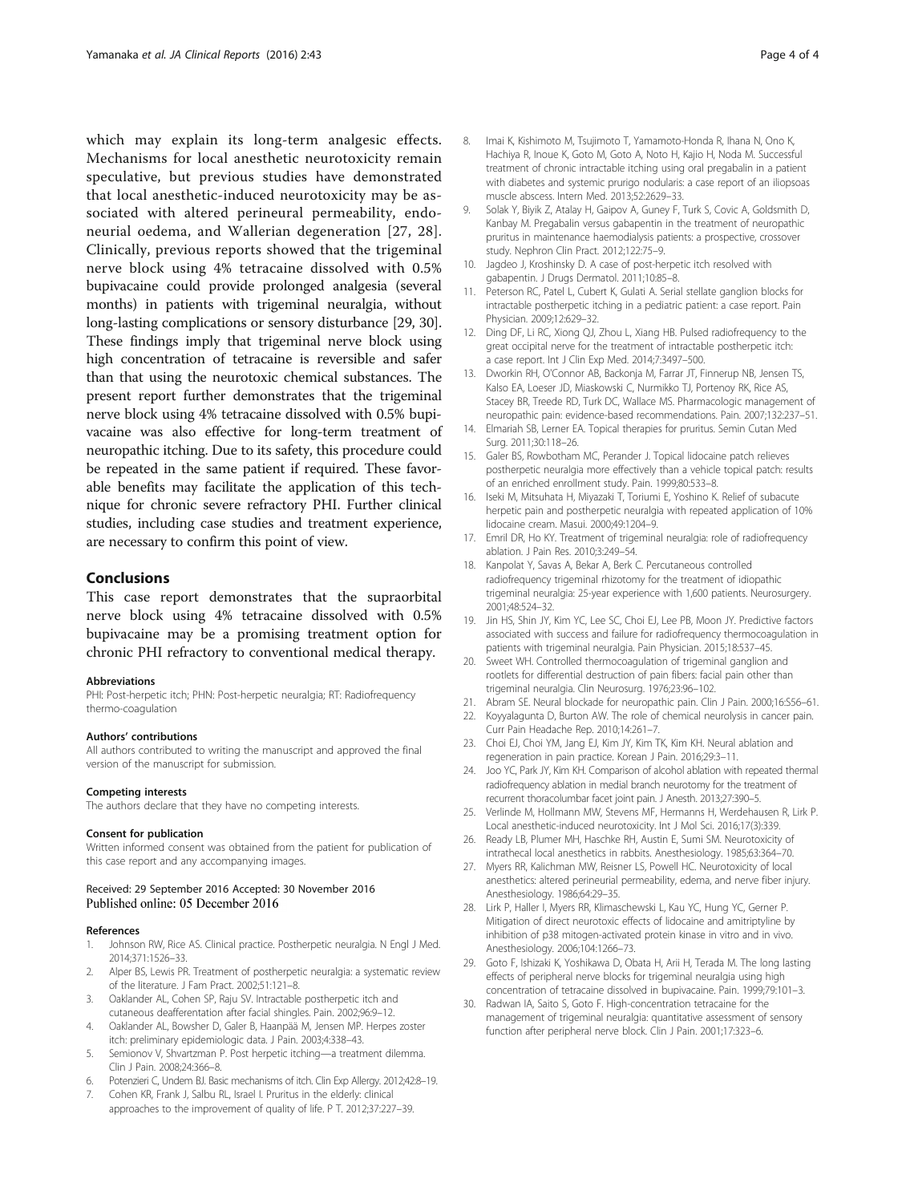which may explain its long-term analgesic effects. Mechanisms for local anesthetic neurotoxicity remain speculative, but previous studies have demonstrated that local anesthetic-induced neurotoxicity may be associated with altered perineural permeability, endoneurial oedema, and Wallerian degeneration [27, 28]. Clinically, previous reports showed that the trigeminal nerve block using 4% tetracaine dissolved with 0.5% bupivacaine could provide prolonged analgesia (several months) in patients with trigeminal neuralgia, without long-lasting complications or sensory disturbance [29, 30]. These findings imply that trigeminal nerve block using high concentration of tetracaine is reversible and safer than that using the neurotoxic chemical substances. The present report further demonstrates that the trigeminal nerve block using 4% tetracaine dissolved with 0.5% bupivacaine was also effective for long-term treatment of neuropathic itching. Due to its safety, this procedure could be repeated in the same patient if required. These favorable benefits may facilitate the application of this technique for chronic severe refractory PHI. Further clinical studies, including case studies and treatment experience, are necessary to confirm this point of view.

## Conclusions

This case report demonstrates that the supraorbital nerve block using 4% tetracaine dissolved with 0.5% bupivacaine may be a promising treatment option for chronic PHI refractory to conventional medical therapy.

#### Abbreviations

PHI: Post-herpetic itch; PHN: Post-herpetic neuralgia; RT: Radiofrequency thermo-coagulation

#### Authors' contributions

All authors contributed to writing the manuscript and approved the final version of the manuscript for submission.

#### Competing interests

The authors declare that they have no competing interests.

#### Consent for publication

Written informed consent was obtained from the patient for publication of this case report and any accompanying images.

Received: 29 September 2016 Accepted: 30 November 2016
Published online: 05 December 2016

#### References

1. Johnson RW, Rice AS. Clinical practice. Postherpetic neuralgia. N Engl J Med. 2014;371:1526–33.
2. Alper BS, Lewis PR. Treatment of postherpetic neuralgia: a systematic review of the literature. J Fam Pract. 2002;51:121–8.
3. Oaklander AL, Cohen SP, Raju SV. Intractable postherpetic itch and cutaneous deafferentation after facial shingles. Pain. 2002;96:9–12.
4. Oaklander AL, Bowsher D, Galer B, Haanpää M, Jensen MP. Herpes zoster itch: preliminary epidemiologic data. J Pain. 2003;4:338–43.
5. Semionov V, Shvartzman P. Post herpetic itching—a treatment dilemma. Clin J Pain. 2008;24:366–8.
6. Potenzieri C, Undem BJ. Basic mechanisms of itch. Clin Exp Allergy. 2012;42:8–19.
7. Cohen KR, Frank J, Salbu RL, Israel I. Pruritus in the elderly: clinical approaches to the improvement of quality of life. P T. 2012;37:227–39.
8. Imai K, Kishimoto M, Tsujimoto T, Yamamoto-Honda R, Ihana N, Ono K, Hachiya R, Inoue K, Goto M, Goto A, Noto H, Kajio H, Noda M. Successful treatment of chronic intractable itching using oral pregabalin in a patient with diabetes and systemic prurigo nodularis: a case report of an iliopsoas muscle abscess. Intern Med. 2013;52:2629–33.
9. Solak Y, Biyik Z, Atalay H, Gaipov A, Guney F, Turk S, Covic A, Goldsmith D, Kanbay M. Pregabalin versus gabapentin in the treatment of neuropathic pruritus in maintenance haemodialysis patients: a prospective, crossover study. Nephron Clin Pract. 2012;122:75–9.
10. Jagdeo J, Kroshinsky D. A case of post-herpetic itch resolved with gabapentin. J Drugs Dermatol. 2011;10:85–8.
11. Peterson RC, Patel L, Cubert K, Gulati A. Serial stellate ganglion blocks for intractable postherpetic itching in a pediatric patient: a case report. Pain Physician. 2009;12:629–32.
12. Ding DF, Li RC, Xiong QJ, Zhou L, Xiang HB. Pulsed radiofrequency to the great occipital nerve for the treatment of intractable postherpetic itch: a case report. Int J Clin Exp Med. 2014;7:3497–500.
13. Dworkin RH, O'Connor AB, Backonja M, Farrar JT, Finnerup NB, Jensen TS, Kalso EA, Loeser JD, Miaskowski C, Nurmikko TJ, Portenoy RK, Rice AS, Stacey BR, Treede RD, Turk DC, Wallace MS. Pharmacologic management of neuropathic pain: evidence-based recommendations. Pain. 2007;132:237–51.
14. Elmariah SB, Lerner EA. Topical therapies for pruritus. Semin Cutan Med Surg. 2011;30:118–26.
15. Galer BS, Rowbotham MC, Perander J. Topical lidocaine patch relieves postherpetic neuralgia more effectively than a vehicle topical patch: results of an enriched enrollment study. Pain. 1999;80:533–8.
16. Iseki M, Mitsuhata H, Miyazaki T, Toriumi E, Yoshino K. Relief of subacute herpetic pain and postherpetic neuralgia with repeated application of 10% lidocaine cream. Masui. 2000;49:1204–9.
17. Emril DR, Ho KY. Treatment of trigeminal neuralgia: role of radiofrequency ablation. J Pain Res. 2010;3:249–54.
18. Kanpolat Y, Savas A, Bekar A, Berk C. Percutaneous controlled radiofrequency trigeminal rhizotomy for the treatment of idiopathic trigeminal neuralgia: 25-year experience with 1,600 patients. Neurosurgery. 2001;48:524–32.
19. Jin HS, Shin JY, Kim YC, Lee SC, Choi EJ, Lee PB, Moon JY. Predictive factors associated with success and failure for radiofrequency thermocoagulation in patients with trigeminal neuralgia. Pain Physician. 2015;18:537–45.
20. Sweet WH. Controlled thermocoagulation of trigeminal ganglion and rootlets for differential destruction of pain fibers: facial pain other than trigeminal neuralgia. Clin Neurosurg. 1976;23:96–102.
21. Abram SE. Neural blockade for neuropathic pain. Clin J Pain. 2000;16:S56–61.
22. Koyyalagunta D, Burton AW. The role of chemical neurolysis in cancer pain. Curr Pain Headache Rep. 2010;14:261–7.
23. Choi EJ, Choi YM, Jang EJ, Kim JY, Kim TK, Kim KH. Neural ablation and regeneration in pain practice. Korean J Pain. 2016;29:3–11.
24. Joo YC, Park JY, Kim KH. Comparison of alcohol ablation with repeated thermal radiofrequency ablation in medial branch neurotomy for the treatment of recurrent thoracolumbar facet joint pain. J Anesth. 2013;27:390–5.
25. Verlinde M, Hollmann MW, Stevens MF, Hermanns H, Werdehausen R, Lirk P. Local anesthetic-induced neurotoxicity. Int J Mol Sci. 2016;17(3):339.
26. Ready LB, Plumer MH, Haschke RH, Austin E, Sumi SM. Neurotoxicity of intrathecal local anesthetics in rabbits. Anesthesiology. 1985;63:364–70.
27. Myers RR, Kalichman MW, Reisner LS, Powell HC. Neurotoxicity of local anesthetics: altered perineurial permeability, edema, and nerve fiber injury. Anesthesiology. 1986;64:29–35.
28. Lirk P, Haller I, Myers RR, Klimaschewski L, Kau YC, Hung YC, Gerner P. Mitigation of direct neurotoxic effects of lidocaine and amitriptyline by inhibition of p38 mitogen-activated protein kinase in vitro and in vivo. Anesthesiology. 2006;104:1266–73.
29. Goto F, Ishizaki K, Yoshikawa D, Obata H, Arii H, Terada M. The long lasting effects of peripheral nerve blocks for trigeminal neuralgia using high concentration of tetracaine dissolved in bupivacaine. Pain. 1999;79:101–3.
30. Radwan IA, Saito S, Goto F. High-concentration tetracaine for the management of trigeminal neuralgia: quantitative assessment of sensory function after peripheral nerve block. Clin J Pain. 2001;17:323–6.